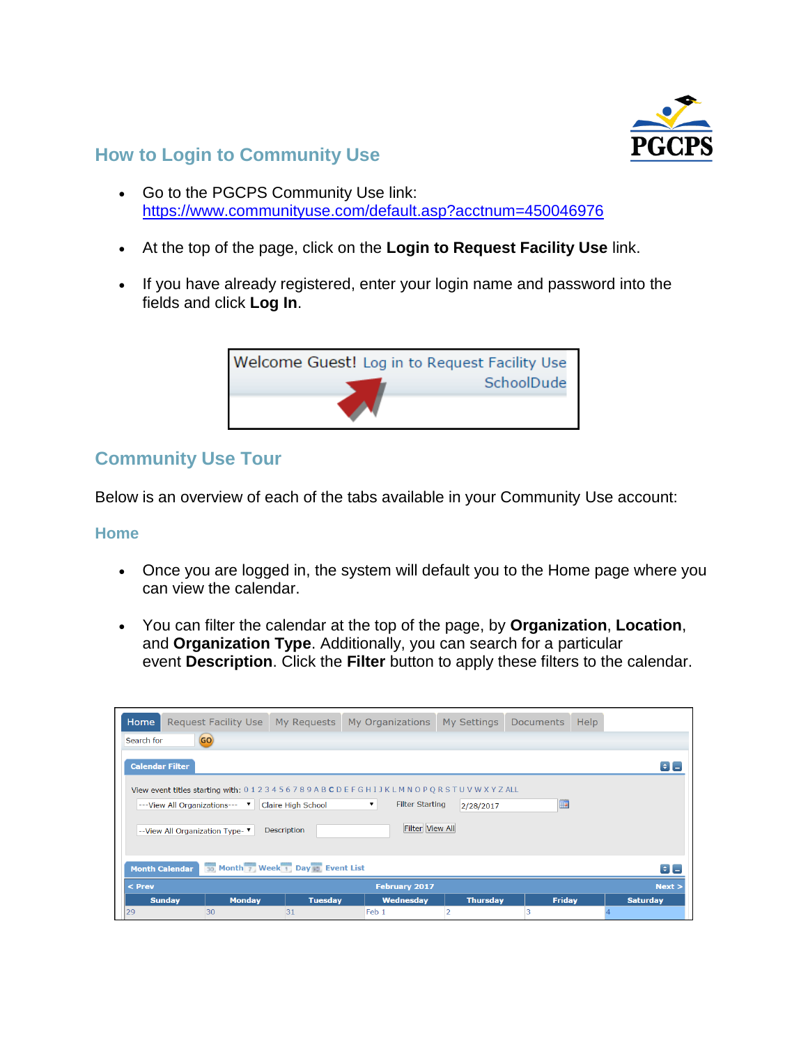## How to Login to Community Use

- Go to the PGCPS Community Use link: [https://www.communityuse.com/default.asp?acctnum=450046976](https://www.communityuse.com/default.asp?acctnum=450046976)
- At the top of the page, click on the **Login to Request Facility Use** link.
- If you have already registered, enter your login name and password into the fields and click **Log In**.

## Community Use Tour

Below is an overview of each of the tabs available in your Community Use account:

### Home

- Once you are logged in, the system will default you to the Home page where you can view the calendar.
- You can filter the calendar at the top of the page, by **Organization**, **Location**, and **Organization Type**. Additionally, you can search for a particular event **Description**. Click the **Filter** button to apply these filters to the calendar.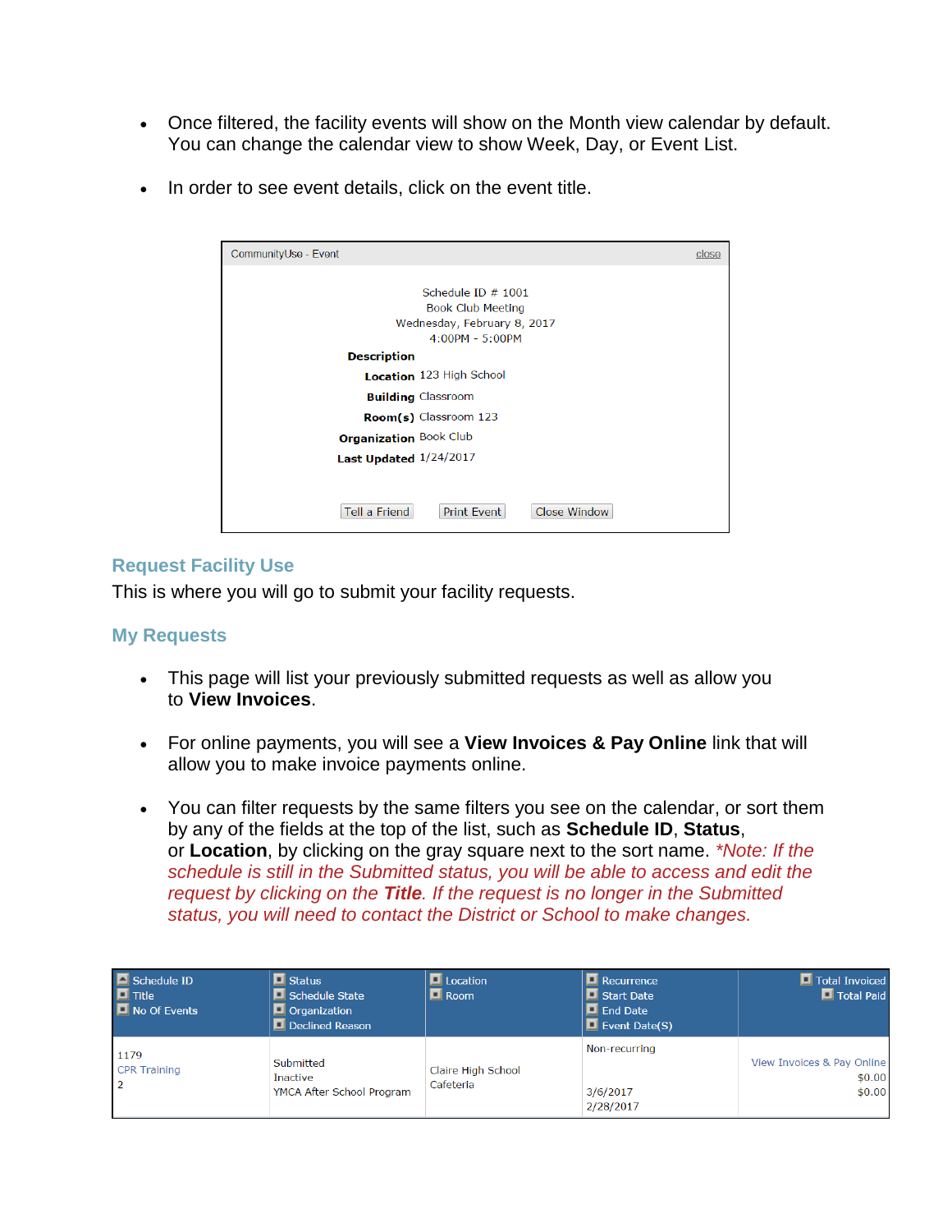- Once filtered, the facility events will show on the Month view calendar by default. You can change the calendar view to show Week, Day, or Event List.
- In order to see event details, click on the event title.

CommunityUse - Event close

Schedule ID # 1001
Book Club Meeting
Wednesday, February 8, 2017
4:00PM - 5:00PM

**Description**
**Location** 123 High School
**Building** Classroom
**Room(s)** Classroom 123
**Organization** Book Club
**Last Updated** 1/24/2017

Tell a Friend | Print Event | Close Window

## Request Facility Use

This is where you will go to submit your facility requests.

## My Requests

- This page will list your previously submitted requests as well as allow you to **View Invoices**.
- For online payments, you will see a **View Invoices & Pay Online** link that will allow you to make invoice payments online.
- You can filter requests by the same filters you see on the calendar, or sort them by any of the fields at the top of the list, such as **Schedule ID**, **Status**, or **Location**, by clicking on the gray square next to the sort name. *\*Note: If the schedule is still in the Submitted status, you will be able to access and edit the request by clicking on the* ***Title****. If the request is no longer in the Submitted status, you will need to contact the District or School to make changes.*

| Schedule ID<br>Title<br>No Of Events | Status<br>Schedule State<br>Organization<br>Declined Reason | Location<br>Room | Recurrence<br>Start Date<br>End Date<br>Event Date(S) | Total Invoiced<br>Total Paid |
|---|---|---|---|---|
| 1179<br>CPR Training<br>2 | Submitted<br>Inactive<br>YMCA After School Program | Claire High School<br>Cafeteria | Non-recurring<br><br>3/6/2017<br>2/28/2017 | View Invoices & Pay Online<br>$0.00<br>$0.00 |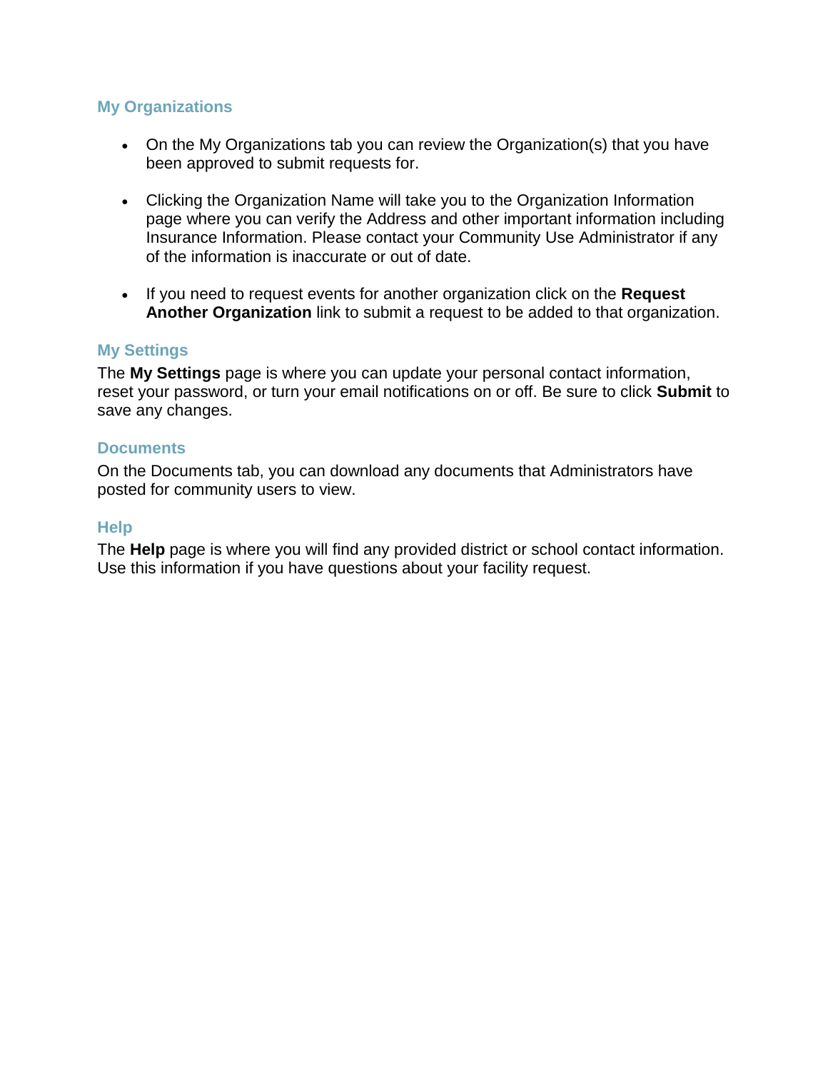## My Organizations

- On the My Organizations tab you can review the Organization(s) that you have been approved to submit requests for.

- Clicking the Organization Name will take you to the Organization Information page where you can verify the Address and other important information including Insurance Information. Please contact your Community Use Administrator if any of the information is inaccurate or out of date.

- If you need to request events for another organization click on the **Request Another Organization** link to submit a request to be added to that organization.

## My Settings

The **My Settings** page is where you can update your personal contact information, reset your password, or turn your email notifications on or off. Be sure to click **Submit** to save any changes.

## Documents

On the Documents tab, you can download any documents that Administrators have posted for community users to view.

## Help

The **Help** page is where you will find any provided district or school contact information. Use this information if you have questions about your facility request.